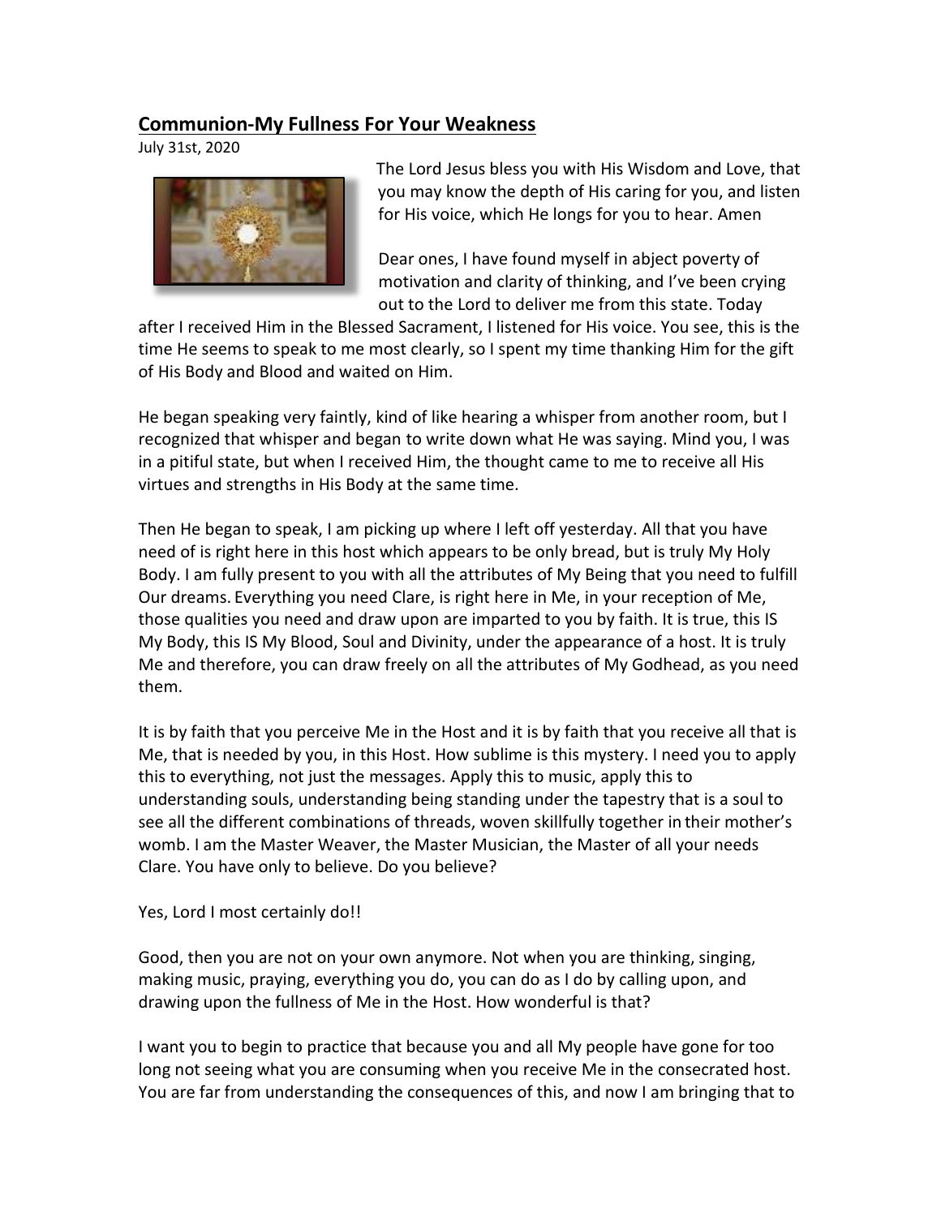## Communion-My Fullness For Your Weakness

July 31st, 2020

The Lord Jesus bless you with His Wisdom and Love, that you may know the depth of His caring for you, and listen for His voice, which He longs for you to hear. Amen

Dear ones, I have found myself in abject poverty of motivation and clarity of thinking, and I've been crying out to the Lord to deliver me from this state. Today after I received Him in the Blessed Sacrament, I listened for His voice. You see, this is the time He seems to speak to me most clearly, so I spent my time thanking Him for the gift of His Body and Blood and waited on Him.

He began speaking very faintly, kind of like hearing a whisper from another room, but I recognized that whisper and began to write down what He was saying. Mind you, I was in a pitiful state, but when I received Him, the thought came to me to receive all His virtues and strengths in His Body at the same time.

Then He began to speak, I am picking up where I left off yesterday. All that you have need of is right here in this host which appears to be only bread, but is truly My Holy Body. I am fully present to you with all the attributes of My Being that you need to fulfill Our dreams. Everything you need Clare, is right here in Me, in your reception of Me, those qualities you need and draw upon are imparted to you by faith. It is true, this IS My Body, this IS My Blood, Soul and Divinity, under the appearance of a host. It is truly Me and therefore, you can draw freely on all the attributes of My Godhead, as you need them.

It is by faith that you perceive Me in the Host and it is by faith that you receive all that is Me, that is needed by you, in this Host. How sublime is this mystery. I need you to apply this to everything, not just the messages. Apply this to music, apply this to understanding souls, understanding being standing under the tapestry that is a soul to see all the different combinations of threads, woven skillfully together in their mother's womb. I am the Master Weaver, the Master Musician, the Master of all your needs Clare. You have only to believe. Do you believe?

Yes, Lord I most certainly do!!

Good, then you are not on your own anymore. Not when you are thinking, singing, making music, praying, everything you do, you can do as I do by calling upon, and drawing upon the fullness of Me in the Host. How wonderful is that?

I want you to begin to practice that because you and all My people have gone for too long not seeing what you are consuming when you receive Me in the consecrated host. You are far from understanding the consequences of this, and now I am bringing that to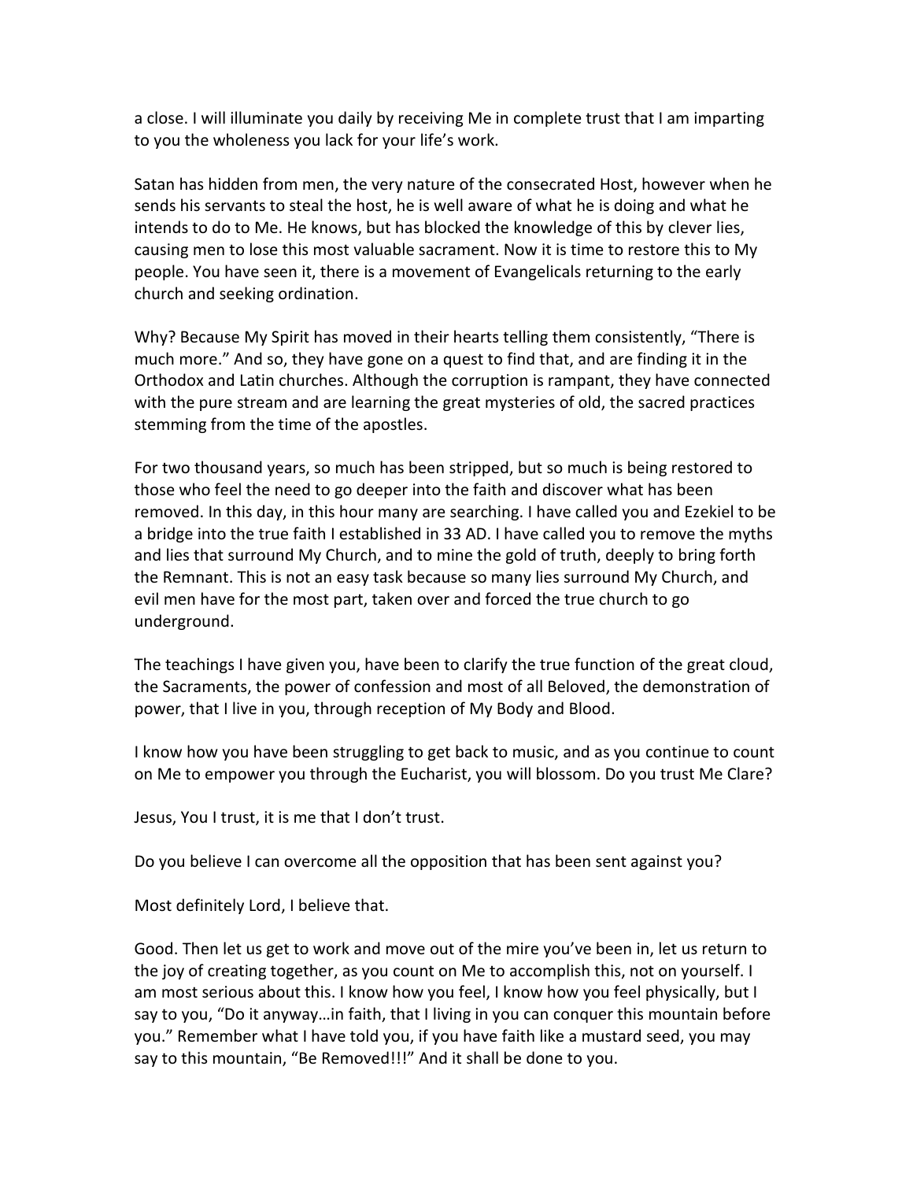a close. I will illuminate you daily by receiving Me in complete trust that I am imparting to you the wholeness you lack for your life's work.

Satan has hidden from men, the very nature of the consecrated Host, however when he sends his servants to steal the host, he is well aware of what he is doing and what he intends to do to Me. He knows, but has blocked the knowledge of this by clever lies, causing men to lose this most valuable sacrament. Now it is time to restore this to My people. You have seen it, there is a movement of Evangelicals returning to the early church and seeking ordination.

Why? Because My Spirit has moved in their hearts telling them consistently, "There is much more." And so, they have gone on a quest to find that, and are finding it in the Orthodox and Latin churches. Although the corruption is rampant, they have connected with the pure stream and are learning the great mysteries of old, the sacred practices stemming from the time of the apostles.

For two thousand years, so much has been stripped, but so much is being restored to those who feel the need to go deeper into the faith and discover what has been removed. In this day, in this hour many are searching. I have called you and Ezekiel to be a bridge into the true faith I established in 33 AD. I have called you to remove the myths and lies that surround My Church, and to mine the gold of truth, deeply to bring forth the Remnant. This is not an easy task because so many lies surround My Church, and evil men have for the most part, taken over and forced the true church to go underground.

The teachings I have given you, have been to clarify the true function of the great cloud, the Sacraments, the power of confession and most of all Beloved, the demonstration of power, that I live in you, through reception of My Body and Blood.

I know how you have been struggling to get back to music, and as you continue to count on Me to empower you through the Eucharist, you will blossom. Do you trust Me Clare?

Jesus, You I trust, it is me that I don't trust.

Do you believe I can overcome all the opposition that has been sent against you?

Most definitely Lord, I believe that.

Good. Then let us get to work and move out of the mire you've been in, let us return to the joy of creating together, as you count on Me to accomplish this, not on yourself. I am most serious about this. I know how you feel, I know how you feel physically, but I say to you, "Do it anyway…in faith, that I living in you can conquer this mountain before you." Remember what I have told you, if you have faith like a mustard seed, you may say to this mountain, "Be Removed!!!" And it shall be done to you.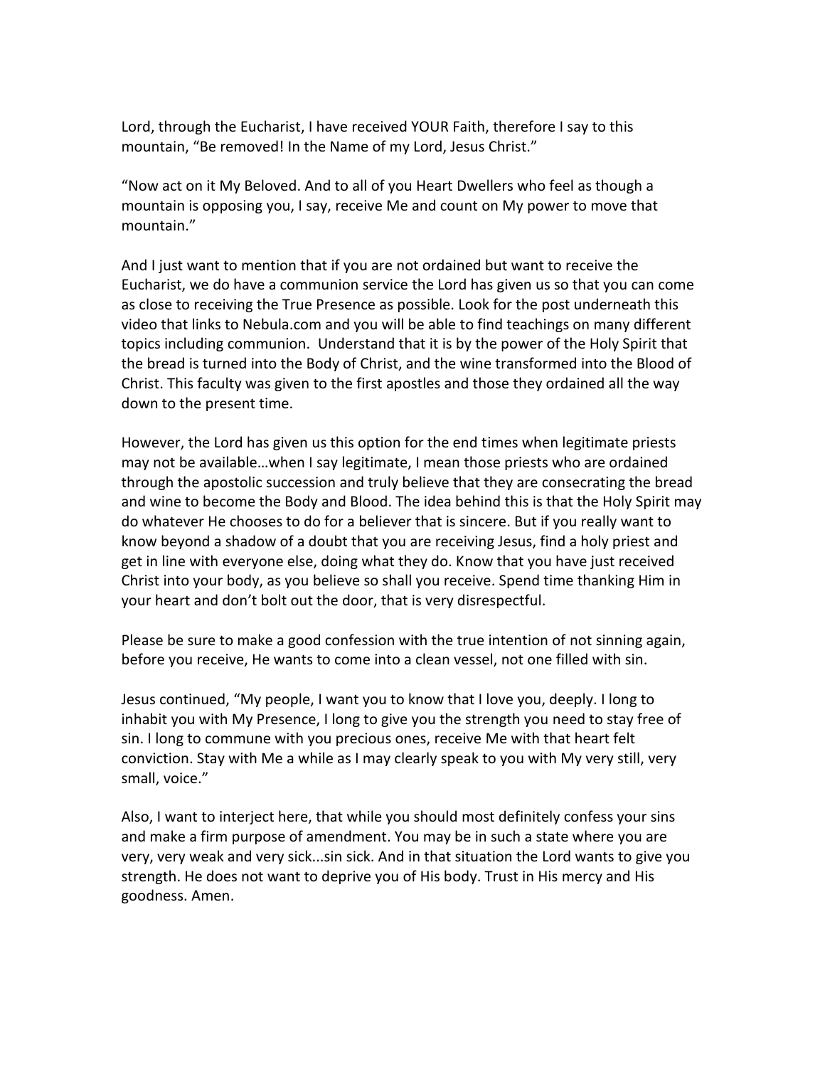Lord, through the Eucharist, I have received YOUR Faith, therefore I say to this mountain, "Be removed! In the Name of my Lord, Jesus Christ."

"Now act on it My Beloved. And to all of you Heart Dwellers who feel as though a mountain is opposing you, I say, receive Me and count on My power to move that mountain."

And I just want to mention that if you are not ordained but want to receive the Eucharist, we do have a communion service the Lord has given us so that you can come as close to receiving the True Presence as possible. Look for the post underneath this video that links to Nebula.com and you will be able to find teachings on many different topics including communion. Understand that it is by the power of the Holy Spirit that the bread is turned into the Body of Christ, and the wine transformed into the Blood of Christ. This faculty was given to the first apostles and those they ordained all the way down to the present time.

However, the Lord has given us this option for the end times when legitimate priests may not be available…when I say legitimate, I mean those priests who are ordained through the apostolic succession and truly believe that they are consecrating the bread and wine to become the Body and Blood. The idea behind this is that the Holy Spirit may do whatever He chooses to do for a believer that is sincere. But if you really want to know beyond a shadow of a doubt that you are receiving Jesus, find a holy priest and get in line with everyone else, doing what they do. Know that you have just received Christ into your body, as you believe so shall you receive. Spend time thanking Him in your heart and don't bolt out the door, that is very disrespectful.

Please be sure to make a good confession with the true intention of not sinning again, before you receive, He wants to come into a clean vessel, not one filled with sin.

Jesus continued, "My people, I want you to know that I love you, deeply. I long to inhabit you with My Presence, I long to give you the strength you need to stay free of sin. I long to commune with you precious ones, receive Me with that heart felt conviction. Stay with Me a while as I may clearly speak to you with My very still, very small, voice."

Also, I want to interject here, that while you should most definitely confess your sins and make a firm purpose of amendment. You may be in such a state where you are very, very weak and very sick...sin sick. And in that situation the Lord wants to give you strength. He does not want to deprive you of His body. Trust in His mercy and His goodness. Amen.